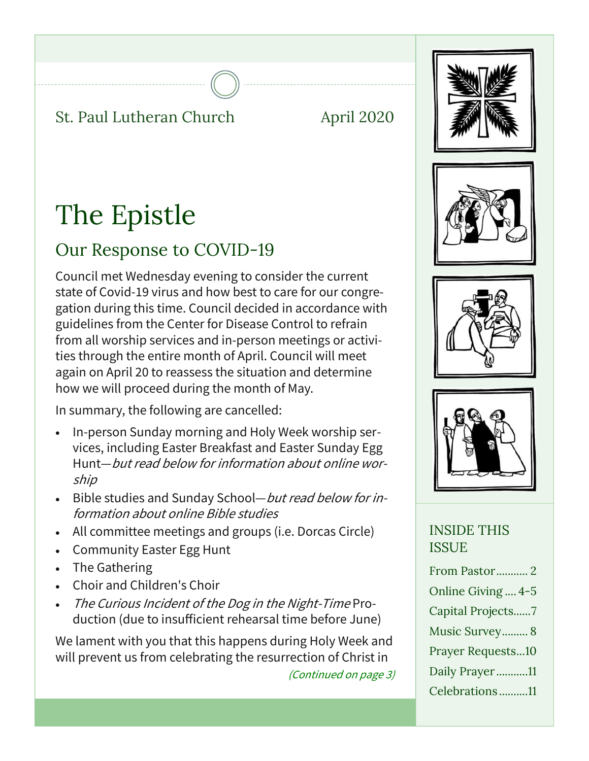St. Paul Lutheran Church April 2020

# The Epistle

## Our Response to COVID-19

Council met Wednesday evening to consider the current state of Covid-19 virus and how best to care for our congregation during this time. Council decided in accordance with guidelines from the Center for Disease Control to refrain from all worship services and in-person meetings or activities through the entire month of April. Council will meet again on April 20 to reassess the situation and determine how we will proceed during the month of May.

In summary, the following are cancelled:

- In-person Sunday morning and Holy Week worship services, including Easter Breakfast and Easter Sunday Egg Hunt—*but read below for information about online worship*
- Bible studies and Sunday School—*but read below for information about online Bible studies*
- All committee meetings and groups (i.e. Dorcas Circle)
- Community Easter Egg Hunt
- The Gathering
- Choir and Children's Choir
- *The Curious Incident of the Dog in the Night-Time* Production (due to insufficient rehearsal time before June)

We lament with you that this happens during Holy Week and will prevent us from celebrating the resurrection of Christ in

*(Continued on page 3)*

### INSIDE THIS ISSUE

| | |
|---|---|
| From Pastor | 2 |
| Online Giving | 4-5 |
| Capital Projects | 7 |
| Music Survey | 8 |
| Prayer Requests | 10 |
| Daily Prayer | 11 |
| Celebrations | 11 |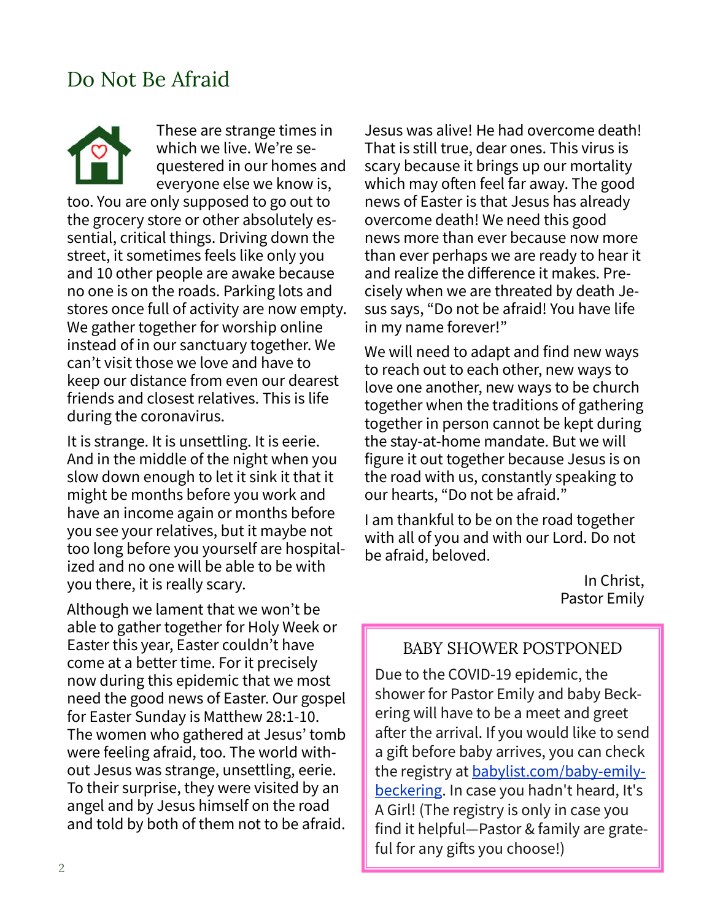# Do Not Be Afraid

These are strange times in which we live. We're sequestered in our homes and everyone else we know is, too. You are only supposed to go out to the grocery store or other absolutely essential, critical things. Driving down the street, it sometimes feels like only you and 10 other people are awake because no one is on the roads. Parking lots and stores once full of activity are now empty. We gather together for worship online instead of in our sanctuary together. We can't visit those we love and have to keep our distance from even our dearest friends and closest relatives. This is life during the coronavirus.

It is strange. It is unsettling. It is eerie. And in the middle of the night when you slow down enough to let it sink it that it might be months before you work and have an income again or months before you see your relatives, but it maybe not too long before you yourself are hospitalized and no one will be able to be with you there, it is really scary.

Although we lament that we won't be able to gather together for Holy Week or Easter this year, Easter couldn't have come at a better time. For it precisely now during this epidemic that we most need the good news of Easter. Our gospel for Easter Sunday is Matthew 28:1-10. The women who gathered at Jesus' tomb were feeling afraid, too. The world without Jesus was strange, unsettling, eerie. To their surprise, they were visited by an angel and by Jesus himself on the road and told by both of them not to be afraid. Jesus was alive! He had overcome death! That is still true, dear ones. This virus is scary because it brings up our mortality which may often feel far away. The good news of Easter is that Jesus has already overcome death! We need this good news more than ever because now more than ever perhaps we are ready to hear it and realize the difference it makes. Precisely when we are threated by death Jesus says, "Do not be afraid! You have life in my name forever!"

We will need to adapt and find new ways to reach out to each other, new ways to love one another, new ways to be church together when the traditions of gathering together in person cannot be kept during the stay-at-home mandate. But we will figure it out together because Jesus is on the road with us, constantly speaking to our hearts, "Do not be afraid."

I am thankful to be on the road together with all of you and with our Lord. Do not be afraid, beloved.

In Christ,
Pastor Emily

## BABY SHOWER POSTPONED

Due to the COVID-19 epidemic, the shower for Pastor Emily and baby Beckering will have to be a meet and greet after the arrival. If you would like to send a gift before baby arrives, you can check the registry at babylist.com/baby-emily-beckering. In case you hadn't heard, It's A Girl! (The registry is only in case you find it helpful—Pastor & family are grateful for any gifts you choose!)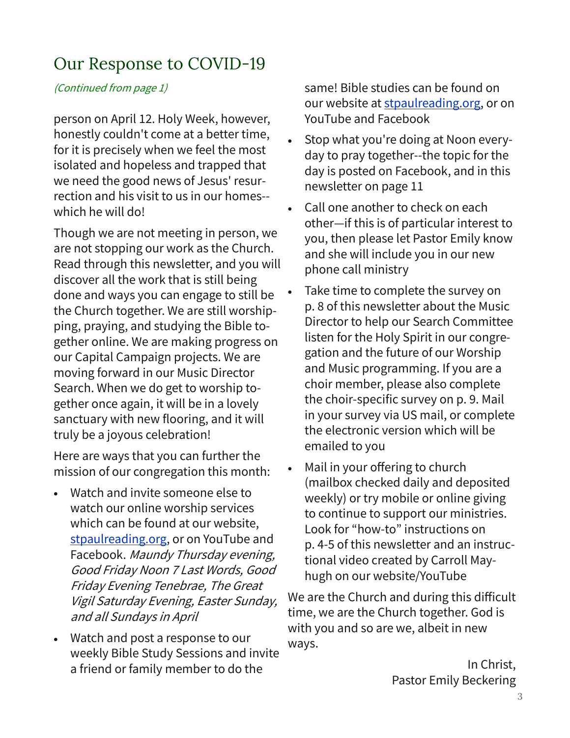# Our Response to COVID-19

*(Continued from page 1)*

person on April 12. Holy Week, however, honestly couldn't come at a better time, for it is precisely when we feel the most isolated and hopeless and trapped that we need the good news of Jesus' resurrection and his visit to us in our homes--which he will do!

Though we are not meeting in person, we are not stopping our work as the Church. Read through this newsletter, and you will discover all the work that is still being done and ways you can engage to still be the Church together. We are still worshipping, praying, and studying the Bible together online. We are making progress on our Capital Campaign projects. We are moving forward in our Music Director Search. When we do get to worship together once again, it will be in a lovely sanctuary with new flooring, and it will truly be a joyous celebration!

Here are ways that you can further the mission of our congregation this month:

- Watch and invite someone else to watch our online worship services which can be found at our website, [stpaulreading.org](stpaulreading.org), or on YouTube and Facebook. *Maundy Thursday evening, Good Friday Noon 7 Last Words, Good Friday Evening Tenebrae, The Great Vigil Saturday Evening, Easter Sunday, and all Sundays in April*
- Watch and post a response to our weekly Bible Study Sessions and invite a friend or family member to do the same! Bible studies can be found on our website at [stpaulreading.org](stpaulreading.org), or on YouTube and Facebook
- Stop what you're doing at Noon everyday to pray together--the topic for the day is posted on Facebook, and in this newsletter on page 11
- Call one another to check on each other—if this is of particular interest to you, then please let Pastor Emily know and she will include you in our new phone call ministry
- Take time to complete the survey on p. 8 of this newsletter about the Music Director to help our Search Committee listen for the Holy Spirit in our congregation and the future of our Worship and Music programming. If you are a choir member, please also complete the choir-specific survey on p. 9. Mail in your survey via US mail, or complete the electronic version which will be emailed to you
- Mail in your offering to church (mailbox checked daily and deposited weekly) or try mobile or online giving to continue to support our ministries. Look for "how-to" instructions on p. 4-5 of this newsletter and an instructional video created by Carroll Mayhugh on our website/YouTube

We are the Church and during this difficult time, we are the Church together. God is with you and so are we, albeit in new ways.

In Christ,
Pastor Emily Beckering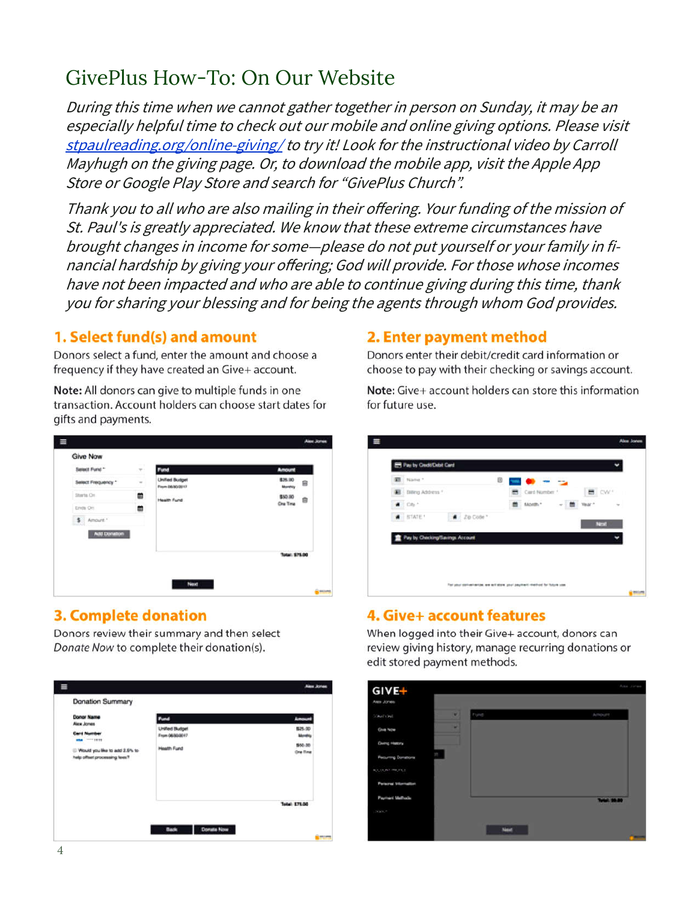# GivePlus How-To: On Our Website

*During this time when we cannot gather together in person on Sunday, it may be an especially helpful time to check out our mobile and online giving options. Please visit [stpaulreading.org/online-giving/](stpaulreading.org/online-giving/) to try it! Look for the instructional video by Carroll Mayhugh on the giving page. Or, to download the mobile app, visit the Apple App Store or Google Play Store and search for "GivePlus Church".*

*Thank you to all who are also mailing in their offering. Your funding of the mission of St. Paul's is greatly appreciated. We know that these extreme circumstances have brought changes in income for some—please do not put yourself or your family in financial hardship by giving your offering; God will provide. For those whose incomes have not been impacted and who are able to continue giving during this time, thank you for sharing your blessing and for being the agents through whom God provides.*

## 1. Select fund(s) and amount

Donors select a fund, enter the amount and choose a frequency if they have created an Give+ account.

**Note:** All donors can give to multiple funds in one transaction. Account holders can choose start dates for gifts and payments.

## 2. Enter payment method

Donors enter their debit/credit card information or choose to pay with their checking or savings account.

**Note:** Give+ account holders can store this information for future use.

## 3. Complete donation

Donors review their summary and then select *Donate Now* to complete their donation(s).

## 4. Give+ account features

When logged into their Give+ account, donors can review giving history, manage recurring donations or edit stored payment methods.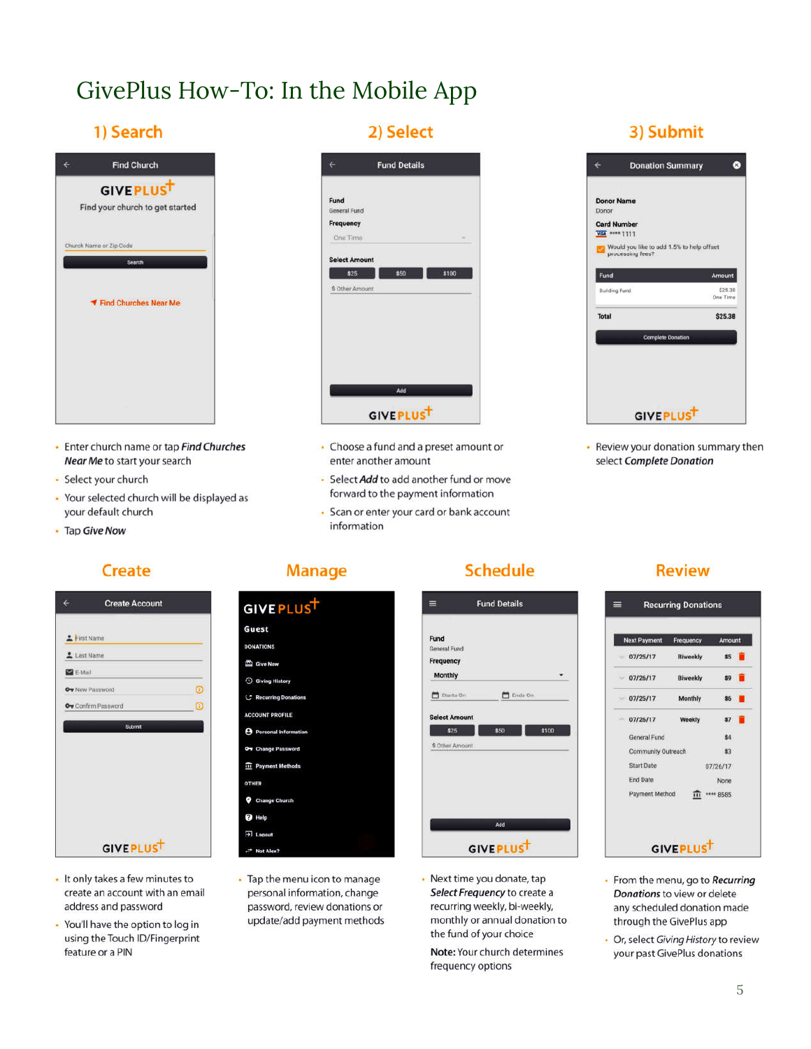# GivePlus How-To: In the Mobile App

## 1) Search

- Enter church name or tap ***Find Churches Near Me*** to start your search
- Select your church
- Your selected church will be displayed as your default church
- Tap ***Give Now***

## 2) Select

- Choose a fund and a preset amount or enter another amount
- Select ***Add*** to add another fund or move forward to the payment information
- Scan or enter your card or bank account information

## 3) Submit

- Review your donation summary then select ***Complete Donation***

## Create

- It only takes a few minutes to create an account with an email address and password
- You'll have the option to log in using the Touch ID/Fingerprint feature or a PIN

## Manage

- Tap the menu icon to manage personal information, change password, review donations or update/add payment methods

## Schedule

- Next time you donate, tap ***Select Frequency*** to create a recurring weekly, bi-weekly, monthly or annual donation to the fund of your choice

**Note:** Your church determines frequency options

## Review

- From the menu, go to ***Recurring Donations*** to view or delete any scheduled donation made through the GivePlus app
- Or, select *Giving History* to review your past GivePlus donations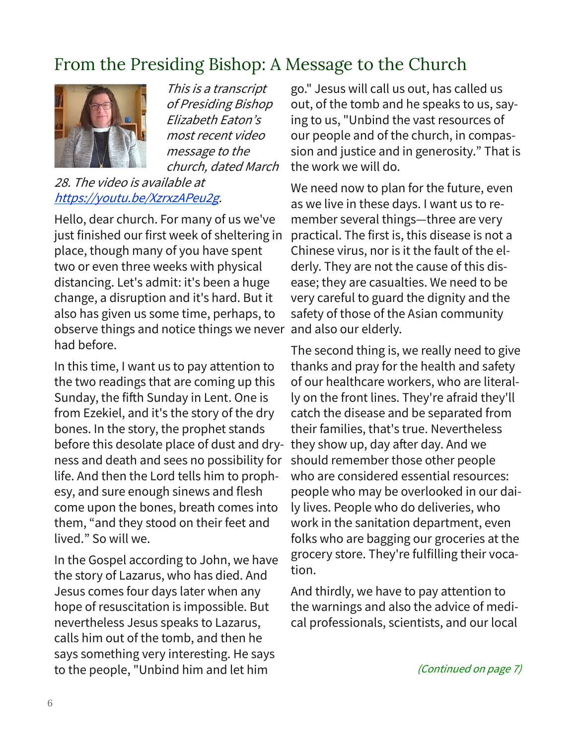## From the Presiding Bishop: A Message to the Church

*This is a transcript of Presiding Bishop Elizabeth Eaton's most recent video message to the church, dated March 28. The video is available at [https://youtu.be/XzrxzAPeu2g](https://youtu.be/XzrxzAPeu2g).*

Hello, dear church. For many of us we've just finished our first week of sheltering in place, though many of you have spent two or even three weeks with physical distancing. Let's admit: it's been a huge change, a disruption and it's hard. But it also has given us some time, perhaps, to observe things and notice things we never had before.

In this time, I want us to pay attention to the two readings that are coming up this Sunday, the fifth Sunday in Lent. One is from Ezekiel, and it's the story of the dry bones. In the story, the prophet stands before this desolate place of dust and dryness and death and sees no possibility for life. And then the Lord tells him to prophesy, and sure enough sinews and flesh come upon the bones, breath comes into them, "and they stood on their feet and lived." So will we.

In the Gospel according to John, we have the story of Lazarus, who has died. And Jesus comes four days later when any hope of resuscitation is impossible. But nevertheless Jesus speaks to Lazarus, calls him out of the tomb, and then he says something very interesting. He says to the people, "Unbind him and let him go." Jesus will call us out, has called us out, of the tomb and he speaks to us, saying to us, "Unbind the vast resources of our people and of the church, in compassion and justice and in generosity." That is the work we will do.

We need now to plan for the future, even as we live in these days. I want us to remember several things—three are very practical. The first is, this disease is not a Chinese virus, nor is it the fault of the elderly. They are not the cause of this disease; they are casualties. We need to be very careful to guard the dignity and the safety of those of the Asian community and also our elderly.

The second thing is, we really need to give thanks and pray for the health and safety of our healthcare workers, who are literally on the front lines. They're afraid they'll catch the disease and be separated from their families, that's true. Nevertheless they show up, day after day. And we should remember those other people who are considered essential resources: people who may be overlooked in our daily lives. People who do deliveries, who work in the sanitation department, even folks who are bagging our groceries at the grocery store. They're fulfilling their vocation.

And thirdly, we have to pay attention to the warnings and also the advice of medical professionals, scientists, and our local

*(Continued on page 7)*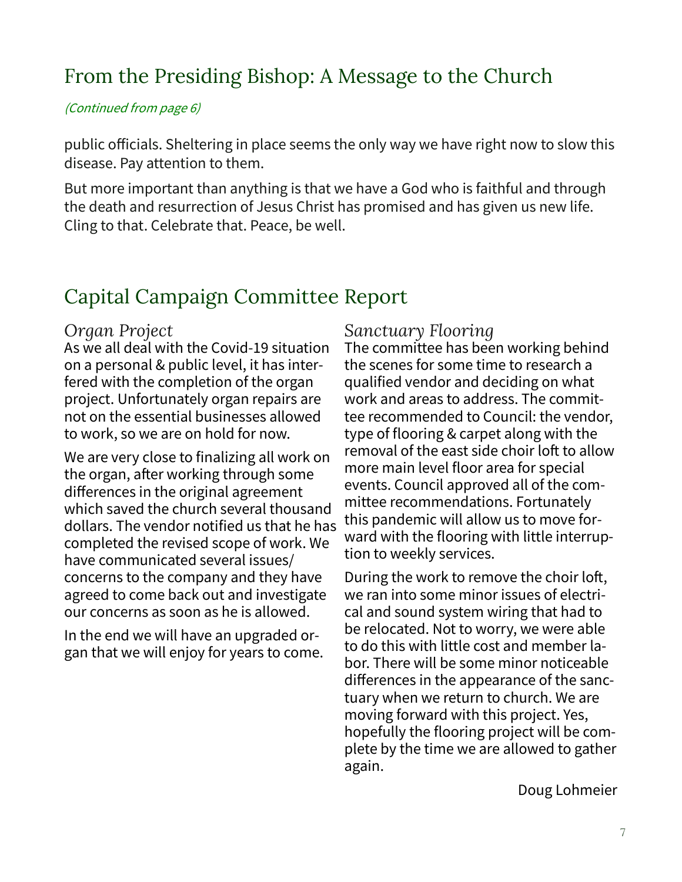## From the Presiding Bishop: A Message to the Church

*(Continued from page 6)*

public officials. Sheltering in place seems the only way we have right now to slow this disease. Pay attention to them.

But more important than anything is that we have a God who is faithful and through the death and resurrection of Jesus Christ has promised and has given us new life. Cling to that. Celebrate that. Peace, be well.

## Capital Campaign Committee Report

### *Organ Project*

As we all deal with the Covid-19 situation on a personal & public level, it has interfered with the completion of the organ project. Unfortunately organ repairs are not on the essential businesses allowed to work, so we are on hold for now.

We are very close to finalizing all work on the organ, after working through some differences in the original agreement which saved the church several thousand dollars. The vendor notified us that he has completed the revised scope of work. We have communicated several issues/ concerns to the company and they have agreed to come back out and investigate our concerns as soon as he is allowed.

In the end we will have an upgraded organ that we will enjoy for years to come.

### *Sanctuary Flooring*

The committee has been working behind the scenes for some time to research a qualified vendor and deciding on what work and areas to address. The committee recommended to Council: the vendor, type of flooring & carpet along with the removal of the east side choir loft to allow more main level floor area for special events. Council approved all of the committee recommendations. Fortunately this pandemic will allow us to move forward with the flooring with little interruption to weekly services.

During the work to remove the choir loft, we ran into some minor issues of electrical and sound system wiring that had to be relocated. Not to worry, we were able to do this with little cost and member labor. There will be some minor noticeable differences in the appearance of the sanctuary when we return to church. We are moving forward with this project. Yes, hopefully the flooring project will be complete by the time we are allowed to gather again.

Doug Lohmeier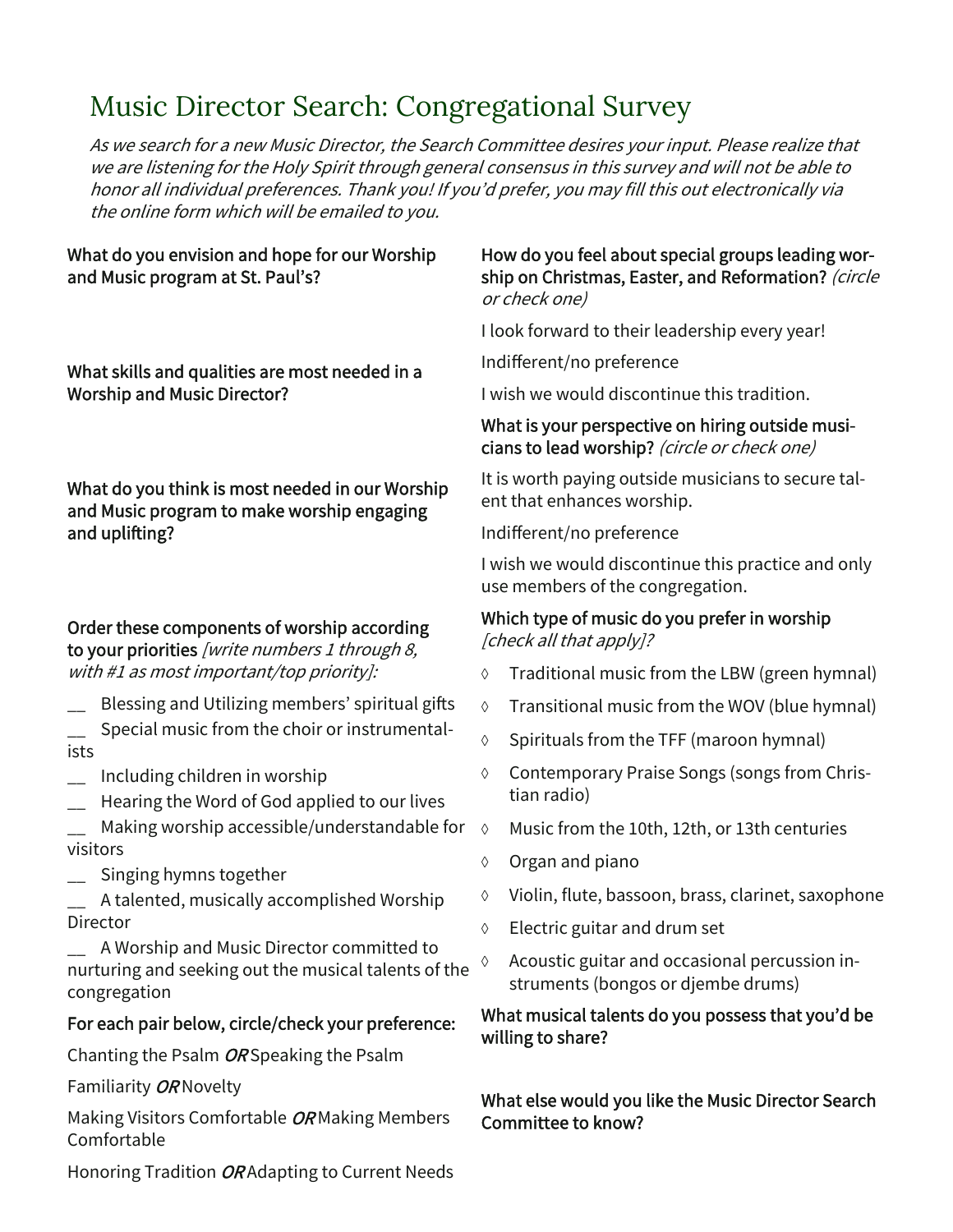# Music Director Search: Congregational Survey

*As we search for a new Music Director, the Search Committee desires your input. Please realize that we are listening for the Holy Spirit through general consensus in this survey and will not be able to honor all individual preferences. Thank you! If you'd prefer, you may fill this out electronically via the online form which will be emailed to you.*

**What do you envision and hope for our Worship and Music program at St. Paul's?**

**What skills and qualities are most needed in a Worship and Music Director?**

**What do you think is most needed in our Worship and Music program to make worship engaging and uplifting?**

**Order these components of worship according to your priorities** *[write numbers 1 through 8, with #1 as most important/top priority]:*

__ Blessing and Utilizing members' spiritual gifts

__ Special music from the choir or instrumentalists

__ Including children in worship

__ Hearing the Word of God applied to our lives

__ Making worship accessible/understandable for visitors

__ Singing hymns together

__ A talented, musically accomplished Worship Director

__ A Worship and Music Director committed to nurturing and seeking out the musical talents of the congregation

**For each pair below, circle/check your preference:**

Chanting the Psalm *OR* Speaking the Psalm

Familiarity *OR* Novelty

Making Visitors Comfortable *OR* Making Members Comfortable

Honoring Tradition *OR* Adapting to Current Needs

**How do you feel about special groups leading worship on Christmas, Easter, and Reformation?** *(circle or check one)*

I look forward to their leadership every year!

Indifferent/no preference

I wish we would discontinue this tradition.

**What is your perspective on hiring outside musicians to lead worship?** *(circle or check one)*

It is worth paying outside musicians to secure talent that enhances worship.

Indifferent/no preference

I wish we would discontinue this practice and only use members of the congregation.

**Which type of music do you prefer in worship** *[check all that apply]?*

- ◊ Traditional music from the LBW (green hymnal)
- ◊ Transitional music from the WOV (blue hymnal)
- ◊ Spirituals from the TFF (maroon hymnal)
- ◊ Contemporary Praise Songs (songs from Christian radio)
- ◊ Music from the 10th, 12th, or 13th centuries
- ◊ Organ and piano
- ◊ Violin, flute, bassoon, brass, clarinet, saxophone
- ◊ Electric guitar and drum set
- ◊ Acoustic guitar and occasional percussion instruments (bongos or djembe drums)

**What musical talents do you possess that you'd be willing to share?**

**What else would you like the Music Director Search Committee to know?**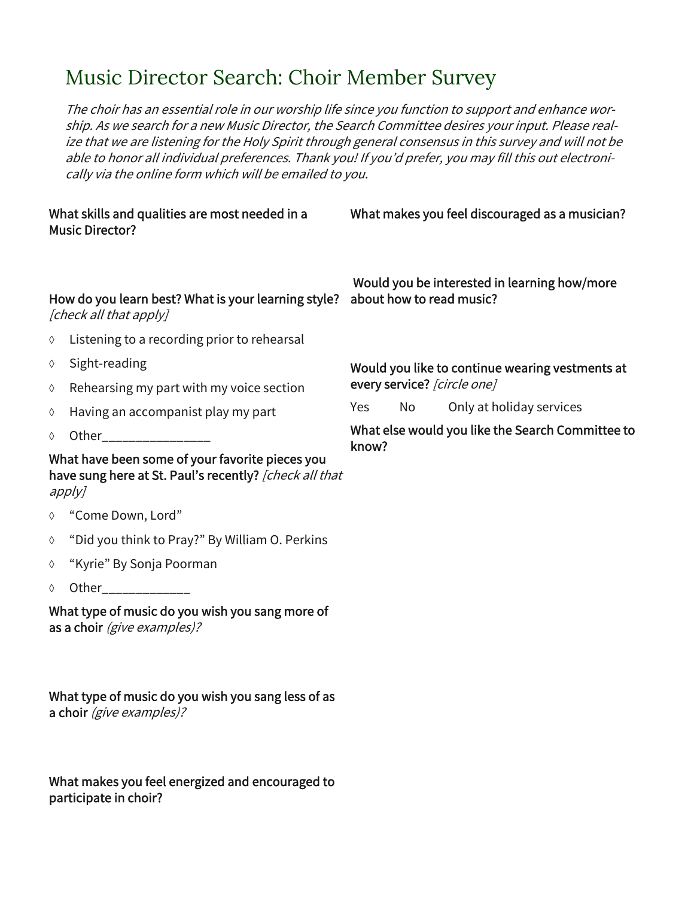# Music Director Search: Choir Member Survey

*The choir has an essential role in our worship life since you function to support and enhance worship. As we search for a new Music Director, the Search Committee desires your input. Please realize that we are listening for the Holy Spirit through general consensus in this survey and will not be able to honor all individual preferences. Thank you! If you'd prefer, you may fill this out electronically via the online form which will be emailed to you.*

**What skills and qualities are most needed in a Music Director?**

**How do you learn best? What is your learning style?** *[check all that apply]*

- ◊ Listening to a recording prior to rehearsal
- ◊ Sight-reading
- ◊ Rehearsing my part with my voice section
- ◊ Having an accompanist play my part
- ◊ Other________________

**What have been some of your favorite pieces you have sung here at St. Paul's recently?** *[check all that apply]*

- ◊ "Come Down, Lord"
- ◊ "Did you think to Pray?" By William O. Perkins
- ◊ "Kyrie" By Sonja Poorman
- ◊ Other_____________

**What type of music do you wish you sang more of as a choir** *(give examples)?*

**What type of music do you wish you sang less of as a choir** *(give examples)?*

**What makes you feel energized and encouraged to participate in choir?**

**What makes you feel discouraged as a musician?**

**Would you be interested in learning how/more about how to read music?**

**Would you like to continue wearing vestments at every service?** *[circle one]*

Yes  No  Only at holiday services

**What else would you like the Search Committee to know?**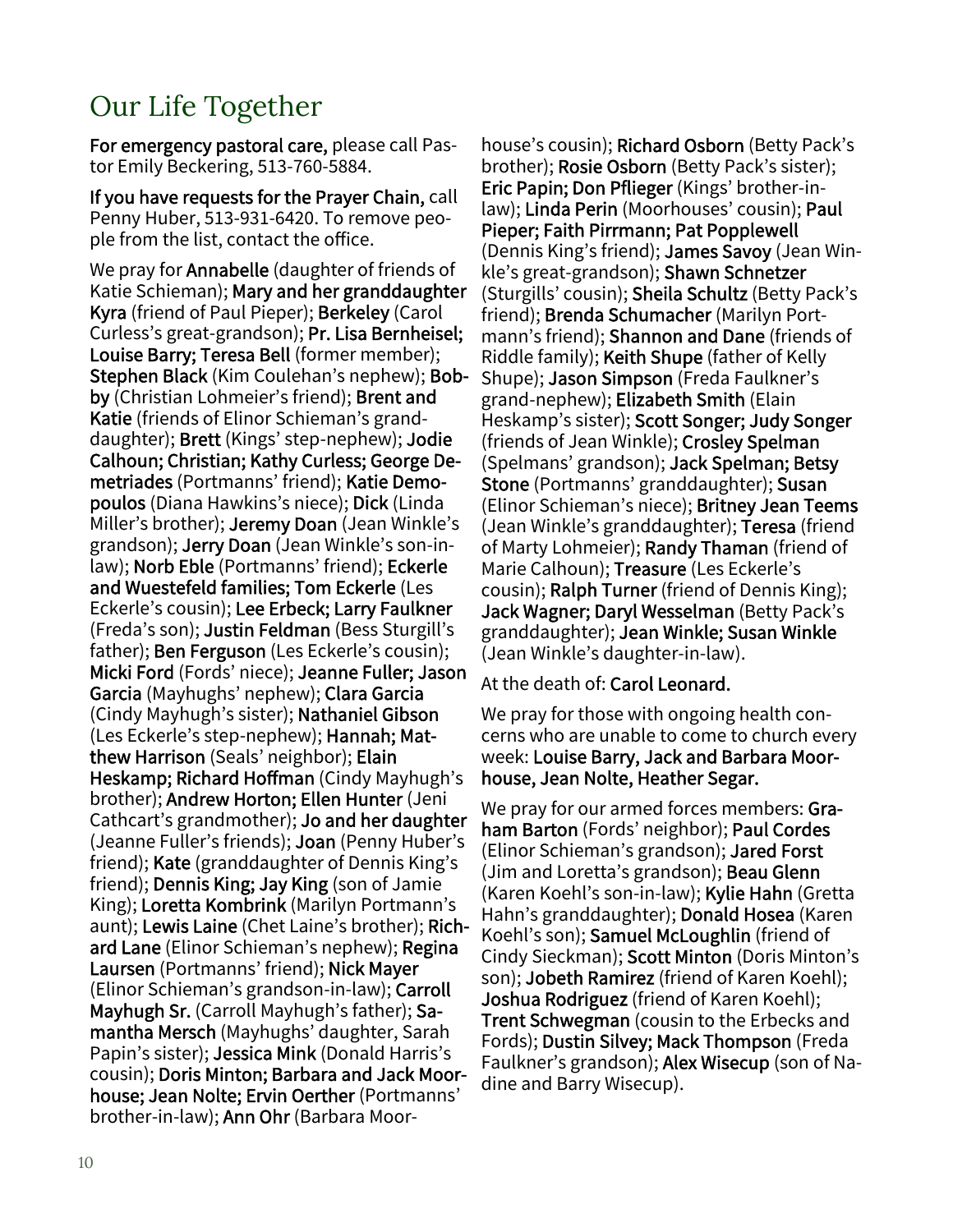# Our Life Together

**For emergency pastoral care,** please call Pastor Emily Beckering, 513-760-5884.

**If you have requests for the Prayer Chain,** call Penny Huber, 513-931-6420. To remove people from the list, contact the office.

We pray for **Annabelle** (daughter of friends of Katie Schieman); **Mary and her granddaughter Kyra** (friend of Paul Pieper); **Berkeley** (Carol Curless's great-grandson); **Pr. Lisa Bernheisel; Louise Barry; Teresa Bell** (former member); **Stephen Black** (Kim Coulehan's nephew); **Bobby** (Christian Lohmeier's friend); **Brent and Katie** (friends of Elinor Schieman's granddaughter); **Brett** (Kings' step-nephew); **Jodie Calhoun; Christian; Kathy Curless; George Demetriades** (Portmanns' friend); **Katie Demopoulos** (Diana Hawkins's niece); **Dick** (Linda Miller's brother); **Jeremy Doan** (Jean Winkle's grandson); **Jerry Doan** (Jean Winkle's son-in-law); **Norb Eble** (Portmanns' friend); **Eckerle and Wuestefeld families; Tom Eckerle** (Les Eckerle's cousin); **Lee Erbeck; Larry Faulkner** (Freda's son); **Justin Feldman** (Bess Sturgill's father); **Ben Ferguson** (Les Eckerle's cousin); **Micki Ford** (Fords' niece); **Jeanne Fuller; Jason Garcia** (Mayhughs' nephew); **Clara Garcia** (Cindy Mayhugh's sister); **Nathaniel Gibson** (Les Eckerle's step-nephew); **Hannah; Matthew Harrison** (Seals' neighbor); **Elain Heskamp; Richard Hoffman** (Cindy Mayhugh's brother); **Andrew Horton; Ellen Hunter** (Jeni Cathcart's grandmother); **Jo and her daughter** (Jeanne Fuller's friends); **Joan** (Penny Huber's friend); **Kate** (granddaughter of Dennis King's friend); **Dennis King; Jay King** (son of Jamie King); **Loretta Kombrink** (Marilyn Portmann's aunt); **Lewis Laine** (Chet Laine's brother); **Richard Lane** (Elinor Schieman's nephew); **Regina Laursen** (Portmanns' friend); **Nick Mayer** (Elinor Schieman's grandson-in-law); **Carroll Mayhugh Sr.** (Carroll Mayhugh's father); **Samantha Mersch** (Mayhughs' daughter, Sarah Papin's sister); **Jessica Mink** (Donald Harris's cousin); **Doris Minton; Barbara and Jack Moorhouse; Jean Nolte; Ervin Oerther** (Portmanns' brother-in-law); **Ann Ohr** (Barbara Moorhouse's cousin); **Richard Osborn** (Betty Pack's brother); **Rosie Osborn** (Betty Pack's sister); **Eric Papin; Don Pflieger** (Kings' brother-in-law); **Linda Perin** (Moorhouses' cousin); **Paul Pieper; Faith Pirrmann; Pat Popplewell** (Dennis King's friend); **James Savoy** (Jean Winkle's great-grandson); **Shawn Schnetzer** (Sturgills' cousin); **Sheila Schultz** (Betty Pack's friend); **Brenda Schumacher** (Marilyn Portmann's friend); **Shannon and Dane** (friends of Riddle family); **Keith Shupe** (father of Kelly Shupe); **Jason Simpson** (Freda Faulkner's grand-nephew); **Elizabeth Smith** (Elain Heskamp's sister); **Scott Songer; Judy Songer** (friends of Jean Winkle); **Crosley Spelman** (Spelmans' grandson); **Jack Spelman; Betsy Stone** (Portmanns' granddaughter); **Susan** (Elinor Schieman's niece); **Britney Jean Teems** (Jean Winkle's granddaughter); **Teresa** (friend of Marty Lohmeier); **Randy Thaman** (friend of Marie Calhoun); **Treasure** (Les Eckerle's cousin); **Ralph Turner** (friend of Dennis King); **Jack Wagner; Daryl Wesselman** (Betty Pack's granddaughter); **Jean Winkle; Susan Winkle** (Jean Winkle's daughter-in-law).

At the death of: **Carol Leonard.**

We pray for those with ongoing health concerns who are unable to come to church every week: **Louise Barry, Jack and Barbara Moorhouse, Jean Nolte, Heather Segar.**

We pray for our armed forces members: **Graham Barton** (Fords' neighbor); **Paul Cordes** (Elinor Schieman's grandson); **Jared Forst** (Jim and Loretta's grandson); **Beau Glenn** (Karen Koehl's son-in-law); **Kylie Hahn** (Gretta Hahn's granddaughter); **Donald Hosea** (Karen Koehl's son); **Samuel McLoughlin** (friend of Cindy Sieckman); **Scott Minton** (Doris Minton's son); **Jobeth Ramirez** (friend of Karen Koehl); **Joshua Rodriguez** (friend of Karen Koehl); **Trent Schwegman** (cousin to the Erbecks and Fords); **Dustin Silvey; Mack Thompson** (Freda Faulkner's grandson); **Alex Wisecup** (son of Nadine and Barry Wisecup).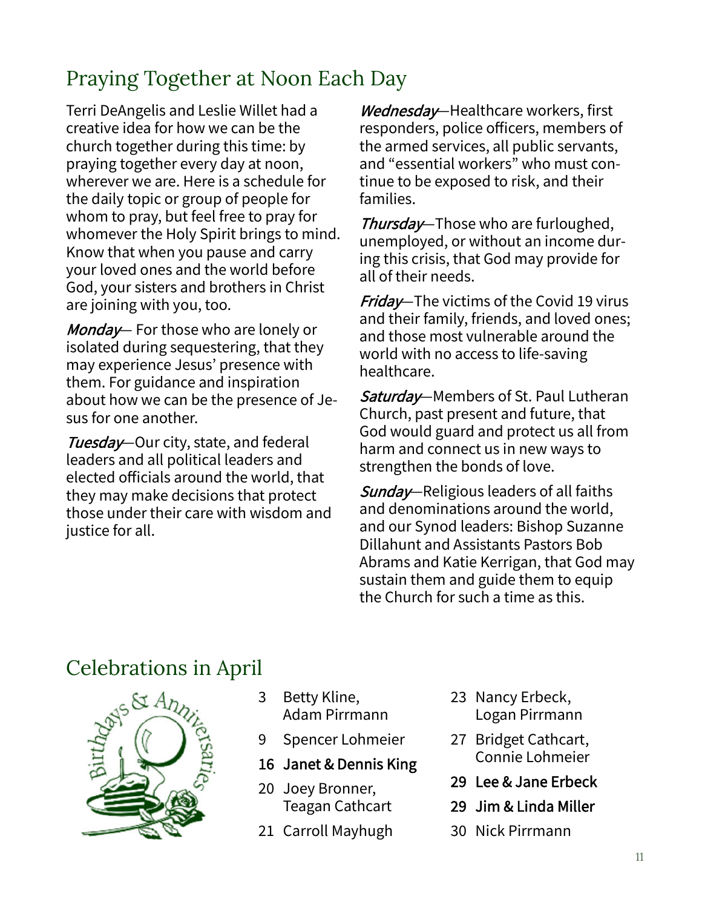## Praying Together at Noon Each Day

Terri DeAngelis and Leslie Willet had a creative idea for how we can be the church together during this time: by praying together every day at noon, wherever we are. Here is a schedule for the daily topic or group of people for whom to pray, but feel free to pray for whomever the Holy Spirit brings to mind. Know that when you pause and carry your loved ones and the world before God, your sisters and brothers in Christ are joining with you, too.

*Monday*— For those who are lonely or isolated during sequestering, that they may experience Jesus' presence with them. For guidance and inspiration about how we can be the presence of Jesus for one another.

*Tuesday*—Our city, state, and federal leaders and all political leaders and elected officials around the world, that they may make decisions that protect those under their care with wisdom and justice for all.

*Wednesday*—Healthcare workers, first responders, police officers, members of the armed services, all public servants, and "essential workers" who must continue to be exposed to risk, and their families.

*Thursday*—Those who are furloughed, unemployed, or without an income during this crisis, that God may provide for all of their needs.

*Friday*—The victims of the Covid 19 virus and their family, friends, and loved ones; and those most vulnerable around the world with no access to life-saving healthcare.

*Saturday*—Members of St. Paul Lutheran Church, past present and future, that God would guard and protect us all from harm and connect us in new ways to strengthen the bonds of love.

*Sunday*—Religious leaders of all faiths and denominations around the world, and our Synod leaders: Bishop Suzanne Dillahunt and Assistants Pastors Bob Abrams and Katie Kerrigan, that God may sustain them and guide them to equip the Church for such a time as this.

## Celebrations in April

Birthdays & Anniversaries

- 3 Betty Kline, Adam Pirrmann
- 9 Spencer Lohmeier
- **16 Janet & Dennis King**
- 20 Joey Bronner, Teagan Cathcart
- 21 Carroll Mayhugh
- 23 Nancy Erbeck, Logan Pirrmann
- 27 Bridget Cathcart, Connie Lohmeier
- **29 Lee & Jane Erbeck**
- **29 Jim & Linda Miller**
- 30 Nick Pirrmann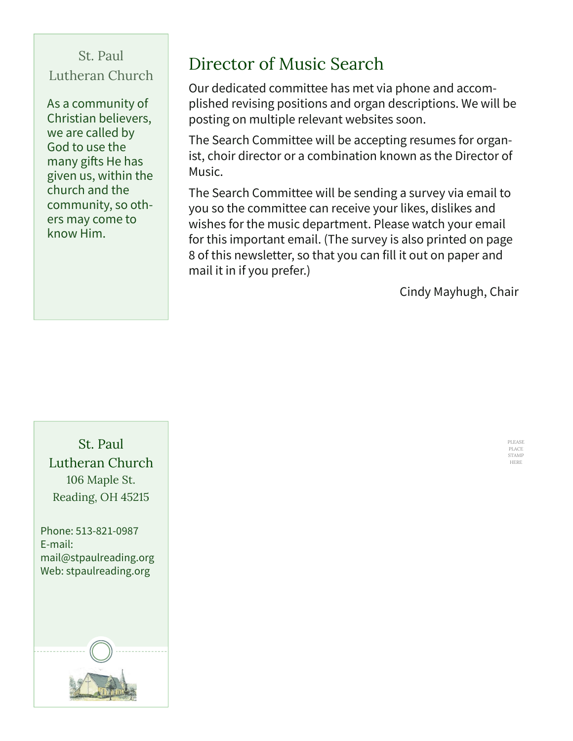St. Paul
Lutheran Church

As a community of Christian believers, we are called by God to use the many gifts He has given us, within the church and the community, so others may come to know Him.

## Director of Music Search

Our dedicated committee has met via phone and accomplished revising positions and organ descriptions. We will be posting on multiple relevant websites soon.

The Search Committee will be accepting resumes for organist, choir director or a combination known as the Director of Music.

The Search Committee will be sending a survey via email to you so the committee can receive your likes, dislikes and wishes for the music department. Please watch your email for this important email. (The survey is also printed on page 8 of this newsletter, so that you can fill it out on paper and mail it in if you prefer.)

Cindy Mayhugh, Chair

St. Paul
Lutheran Church
106 Maple St.
Reading, OH 45215

Phone: 513-821-0987
E-mail:
mail@stpaulreading.org
Web: stpaulreading.org

PLEASE
PLACE
STAMP
HERE